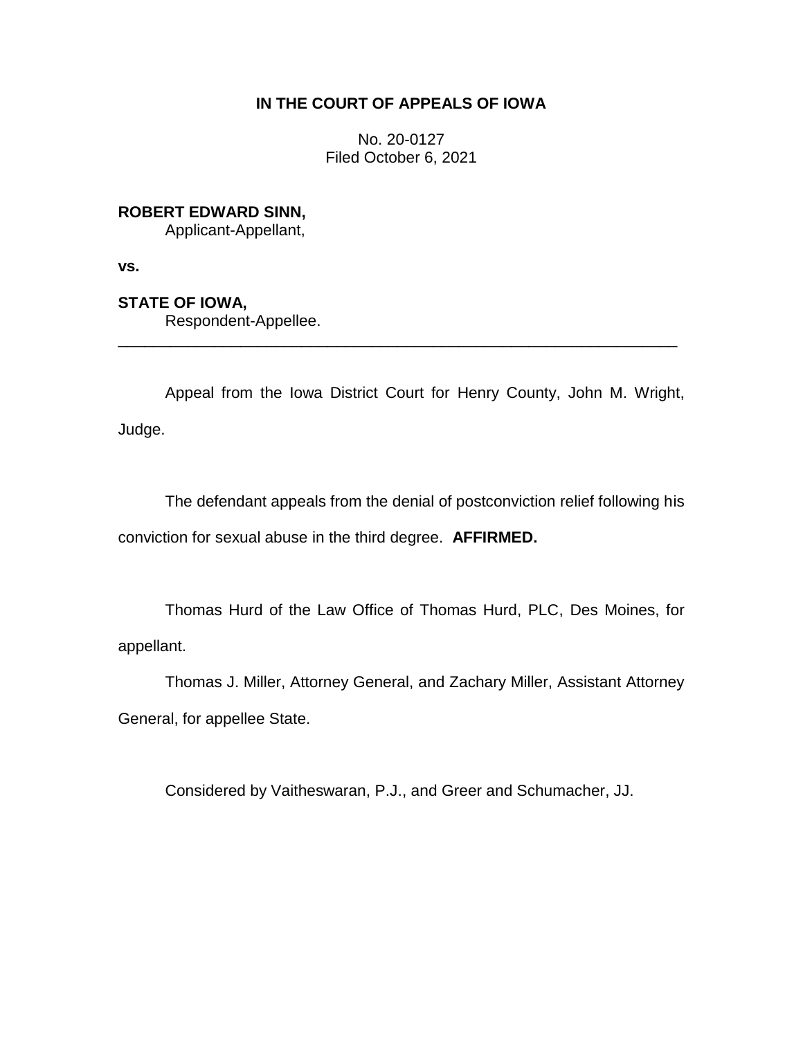# IN THE COURT OF APPEALS OF IOWA

No. 20-0127
Filed October 6, 2021

**ROBERT EDWARD SINN,**
Applicant-Appellant,

**vs.**

**STATE OF IOWA,**
Respondent-Appellee.

---

Appeal from the Iowa District Court for Henry County, John M. Wright, Judge.

The defendant appeals from the denial of postconviction relief following his conviction for sexual abuse in the third degree. **AFFIRMED.**

Thomas Hurd of the Law Office of Thomas Hurd, PLC, Des Moines, for appellant.

Thomas J. Miller, Attorney General, and Zachary Miller, Assistant Attorney General, for appellee State.

Considered by Vaitheswaran, P.J., and Greer and Schumacher, JJ.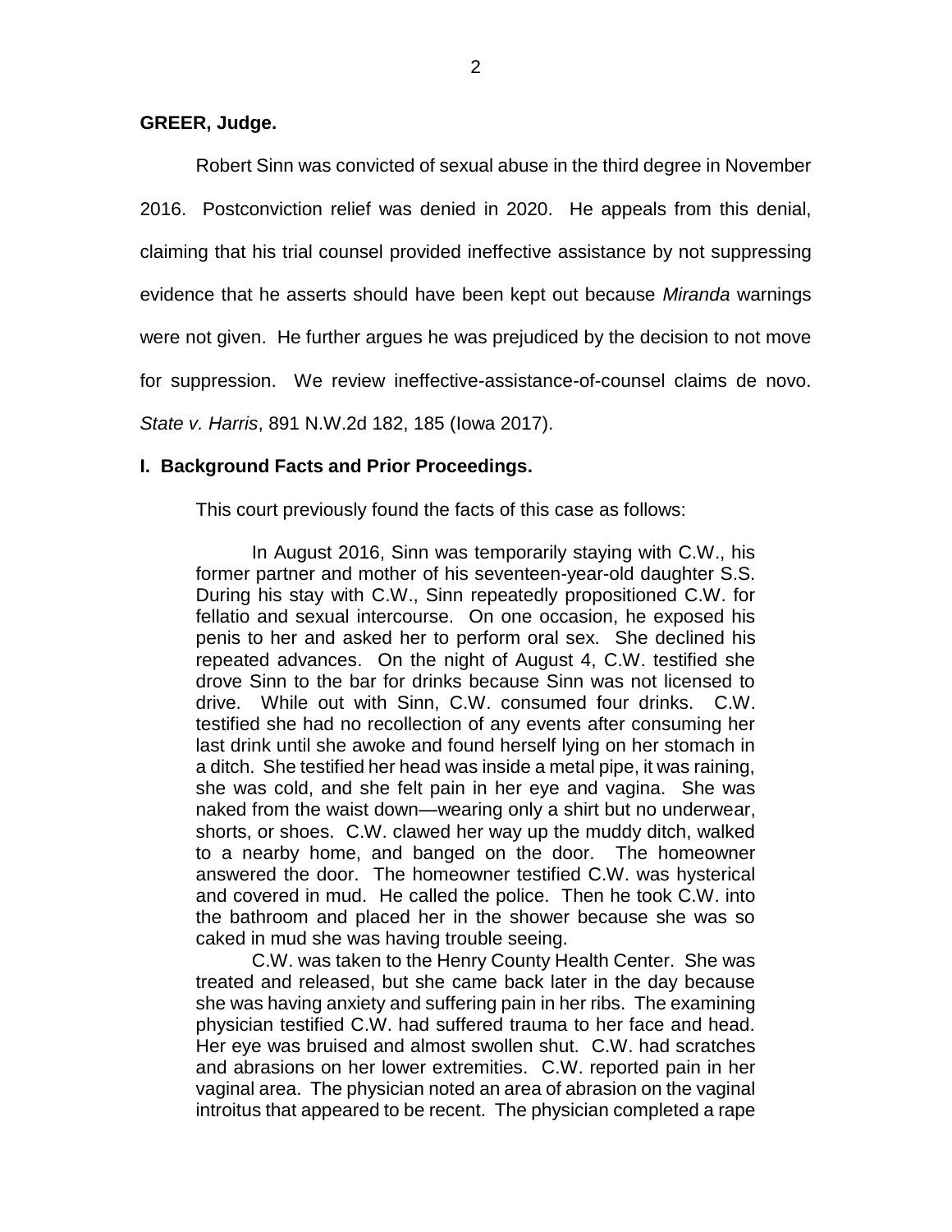**GREER, Judge.**

Robert Sinn was convicted of sexual abuse in the third degree in November 2016. Postconviction relief was denied in 2020. He appeals from this denial, claiming that his trial counsel provided ineffective assistance by not suppressing evidence that he asserts should have been kept out because *Miranda* warnings were not given. He further argues he was prejudiced by the decision to not move for suppression. We review ineffective-assistance-of-counsel claims de novo. *State v. Harris*, 891 N.W.2d 182, 185 (Iowa 2017).

## I. Background Facts and Prior Proceedings.

This court previously found the facts of this case as follows:

> In August 2016, Sinn was temporarily staying with C.W., his former partner and mother of his seventeen-year-old daughter S.S. During his stay with C.W., Sinn repeatedly propositioned C.W. for fellatio and sexual intercourse. On one occasion, he exposed his penis to her and asked her to perform oral sex. She declined his repeated advances. On the night of August 4, C.W. testified she drove Sinn to the bar for drinks because Sinn was not licensed to drive. While out with Sinn, C.W. consumed four drinks. C.W. testified she had no recollection of any events after consuming her last drink until she awoke and found herself lying on her stomach in a ditch. She testified her head was inside a metal pipe, it was raining, she was cold, and she felt pain in her eye and vagina. She was naked from the waist down—wearing only a shirt but no underwear, shorts, or shoes. C.W. clawed her way up the muddy ditch, walked to a nearby home, and banged on the door. The homeowner answered the door. The homeowner testified C.W. was hysterical and covered in mud. He called the police. Then he took C.W. into the bathroom and placed her in the shower because she was so caked in mud she was having trouble seeing.
>
> C.W. was taken to the Henry County Health Center. She was treated and released, but she came back later in the day because she was having anxiety and suffering pain in her ribs. The examining physician testified C.W. had suffered trauma to her face and head. Her eye was bruised and almost swollen shut. C.W. had scratches and abrasions on her lower extremities. C.W. reported pain in her vaginal area. The physician noted an area of abrasion on the vaginal introitus that appeared to be recent. The physician completed a rape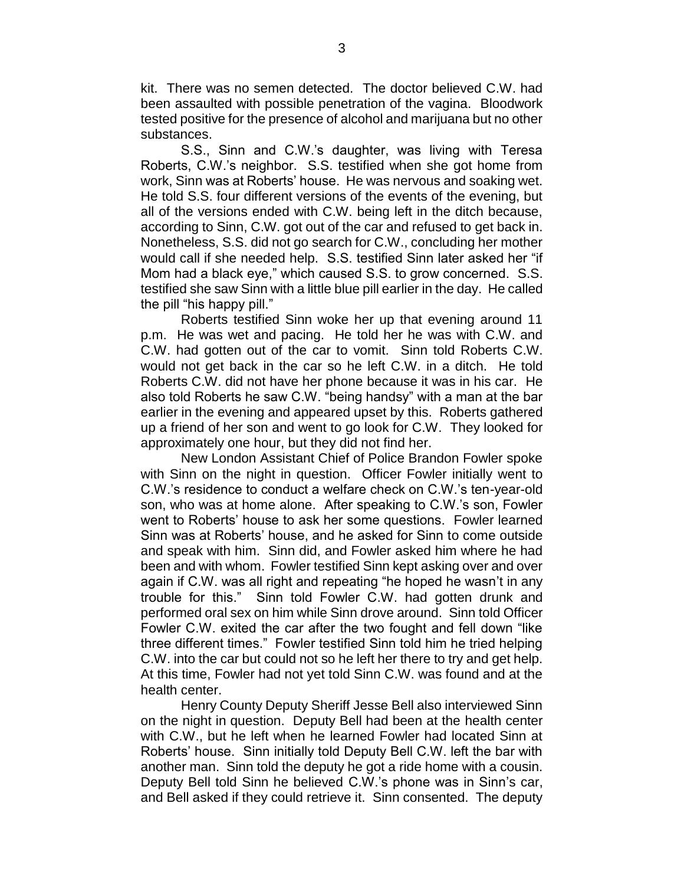kit. There was no semen detected. The doctor believed C.W. had been assaulted with possible penetration of the vagina. Bloodwork tested positive for the presence of alcohol and marijuana but no other substances.

S.S., Sinn and C.W.'s daughter, was living with Teresa Roberts, C.W.'s neighbor. S.S. testified when she got home from work, Sinn was at Roberts' house. He was nervous and soaking wet. He told S.S. four different versions of the events of the evening, but all of the versions ended with C.W. being left in the ditch because, according to Sinn, C.W. got out of the car and refused to get back in. Nonetheless, S.S. did not go search for C.W., concluding her mother would call if she needed help. S.S. testified Sinn later asked her "if Mom had a black eye," which caused S.S. to grow concerned. S.S. testified she saw Sinn with a little blue pill earlier in the day. He called the pill "his happy pill."

Roberts testified Sinn woke her up that evening around 11 p.m. He was wet and pacing. He told her he was with C.W. and C.W. had gotten out of the car to vomit. Sinn told Roberts C.W. would not get back in the car so he left C.W. in a ditch. He told Roberts C.W. did not have her phone because it was in his car. He also told Roberts he saw C.W. "being handsy" with a man at the bar earlier in the evening and appeared upset by this. Roberts gathered up a friend of her son and went to go look for C.W. They looked for approximately one hour, but they did not find her.

New London Assistant Chief of Police Brandon Fowler spoke with Sinn on the night in question. Officer Fowler initially went to C.W.'s residence to conduct a welfare check on C.W.'s ten-year-old son, who was at home alone. After speaking to C.W.'s son, Fowler went to Roberts' house to ask her some questions. Fowler learned Sinn was at Roberts' house, and he asked for Sinn to come outside and speak with him. Sinn did, and Fowler asked him where he had been and with whom. Fowler testified Sinn kept asking over and over again if C.W. was all right and repeating "he hoped he wasn't in any trouble for this." Sinn told Fowler C.W. had gotten drunk and performed oral sex on him while Sinn drove around. Sinn told Officer Fowler C.W. exited the car after the two fought and fell down "like three different times." Fowler testified Sinn told him he tried helping C.W. into the car but could not so he left her there to try and get help. At this time, Fowler had not yet told Sinn C.W. was found and at the health center.

Henry County Deputy Sheriff Jesse Bell also interviewed Sinn on the night in question. Deputy Bell had been at the health center with C.W., but he left when he learned Fowler had located Sinn at Roberts' house. Sinn initially told Deputy Bell C.W. left the bar with another man. Sinn told the deputy he got a ride home with a cousin. Deputy Bell told Sinn he believed C.W.'s phone was in Sinn's car, and Bell asked if they could retrieve it. Sinn consented. The deputy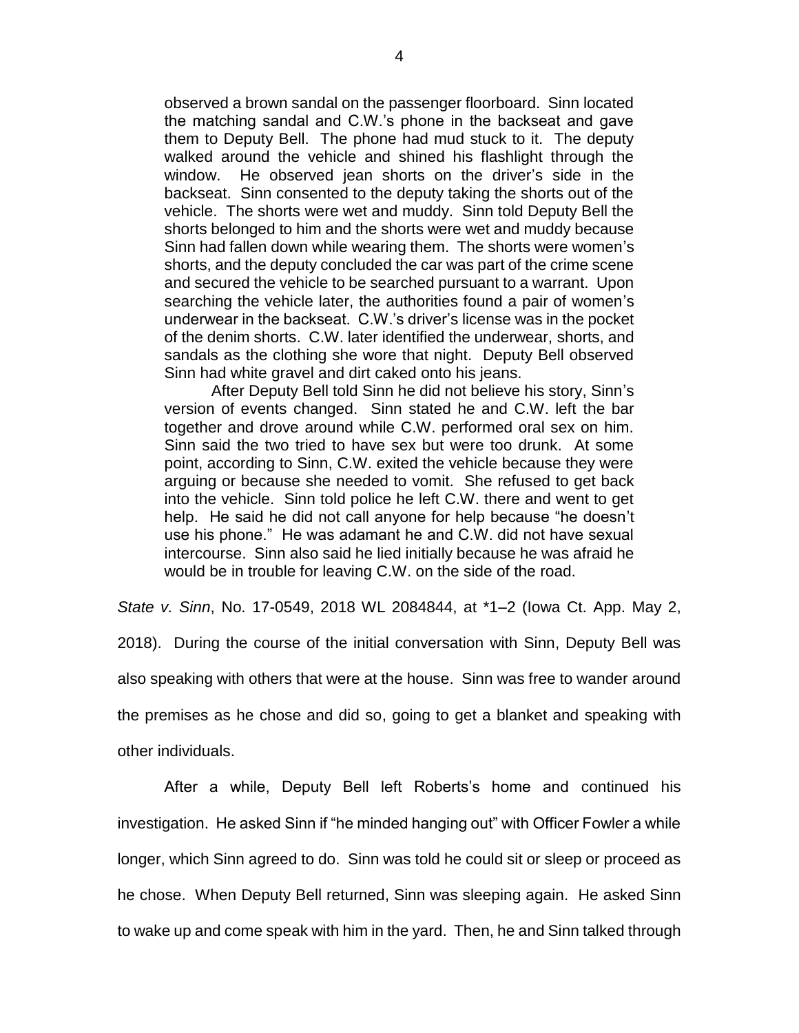> observed a brown sandal on the passenger floorboard. Sinn located the matching sandal and C.W.'s phone in the backseat and gave them to Deputy Bell. The phone had mud stuck to it. The deputy walked around the vehicle and shined his flashlight through the window. He observed jean shorts on the driver's side in the backseat. Sinn consented to the deputy taking the shorts out of the vehicle. The shorts were wet and muddy. Sinn told Deputy Bell the shorts belonged to him and the shorts were wet and muddy because Sinn had fallen down while wearing them. The shorts were women's shorts, and the deputy concluded the car was part of the crime scene and secured the vehicle to be searched pursuant to a warrant. Upon searching the vehicle later, the authorities found a pair of women's underwear in the backseat. C.W.'s driver's license was in the pocket of the denim shorts. C.W. later identified the underwear, shorts, and sandals as the clothing she wore that night. Deputy Bell observed Sinn had white gravel and dirt caked onto his jeans.
>
> After Deputy Bell told Sinn he did not believe his story, Sinn's version of events changed. Sinn stated he and C.W. left the bar together and drove around while C.W. performed oral sex on him. Sinn said the two tried to have sex but were too drunk. At some point, according to Sinn, C.W. exited the vehicle because they were arguing or because she needed to vomit. She refused to get back into the vehicle. Sinn told police he left C.W. there and went to get help. He said he did not call anyone for help because "he doesn't use his phone." He was adamant he and C.W. did not have sexual intercourse. Sinn also said he lied initially because he was afraid he would be in trouble for leaving C.W. on the side of the road.

*State v. Sinn*, No. 17-0549, 2018 WL 2084844, at *1–2 (Iowa Ct. App. May 2, 2018). During the course of the initial conversation with Sinn, Deputy Bell was also speaking with others that were at the house. Sinn was free to wander around the premises as he chose and did so, going to get a blanket and speaking with other individuals.

After a while, Deputy Bell left Roberts's home and continued his investigation. He asked Sinn if "he minded hanging out" with Officer Fowler a while longer, which Sinn agreed to do. Sinn was told he could sit or sleep or proceed as he chose. When Deputy Bell returned, Sinn was sleeping again. He asked Sinn to wake up and come speak with him in the yard. Then, he and Sinn talked through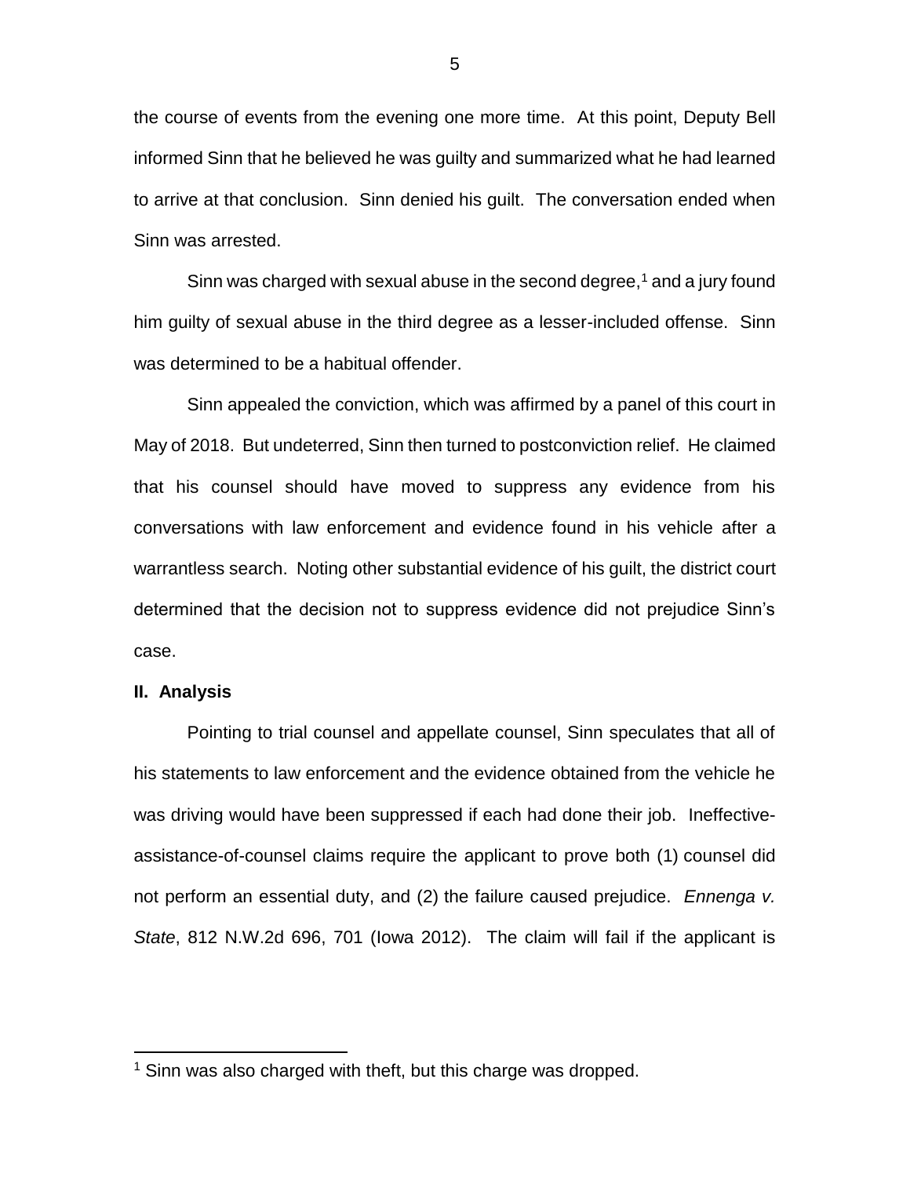the course of events from the evening one more time. At this point, Deputy Bell informed Sinn that he believed he was guilty and summarized what he had learned to arrive at that conclusion. Sinn denied his guilt. The conversation ended when Sinn was arrested.

Sinn was charged with sexual abuse in the second degree,[1] and a jury found him guilty of sexual abuse in the third degree as a lesser-included offense. Sinn was determined to be a habitual offender.

Sinn appealed the conviction, which was affirmed by a panel of this court in May of 2018. But undeterred, Sinn then turned to postconviction relief. He claimed that his counsel should have moved to suppress any evidence from his conversations with law enforcement and evidence found in his vehicle after a warrantless search. Noting other substantial evidence of his guilt, the district court determined that the decision not to suppress evidence did not prejudice Sinn's case.

**II. Analysis**

Pointing to trial counsel and appellate counsel, Sinn speculates that all of his statements to law enforcement and the evidence obtained from the vehicle he was driving would have been suppressed if each had done their job. Ineffective-assistance-of-counsel claims require the applicant to prove both (1) counsel did not perform an essential duty, and (2) the failure caused prejudice. *Ennenga v. State*, 812 N.W.2d 696, 701 (Iowa 2012). The claim will fail if the applicant is

---

[1] Sinn was also charged with theft, but this charge was dropped.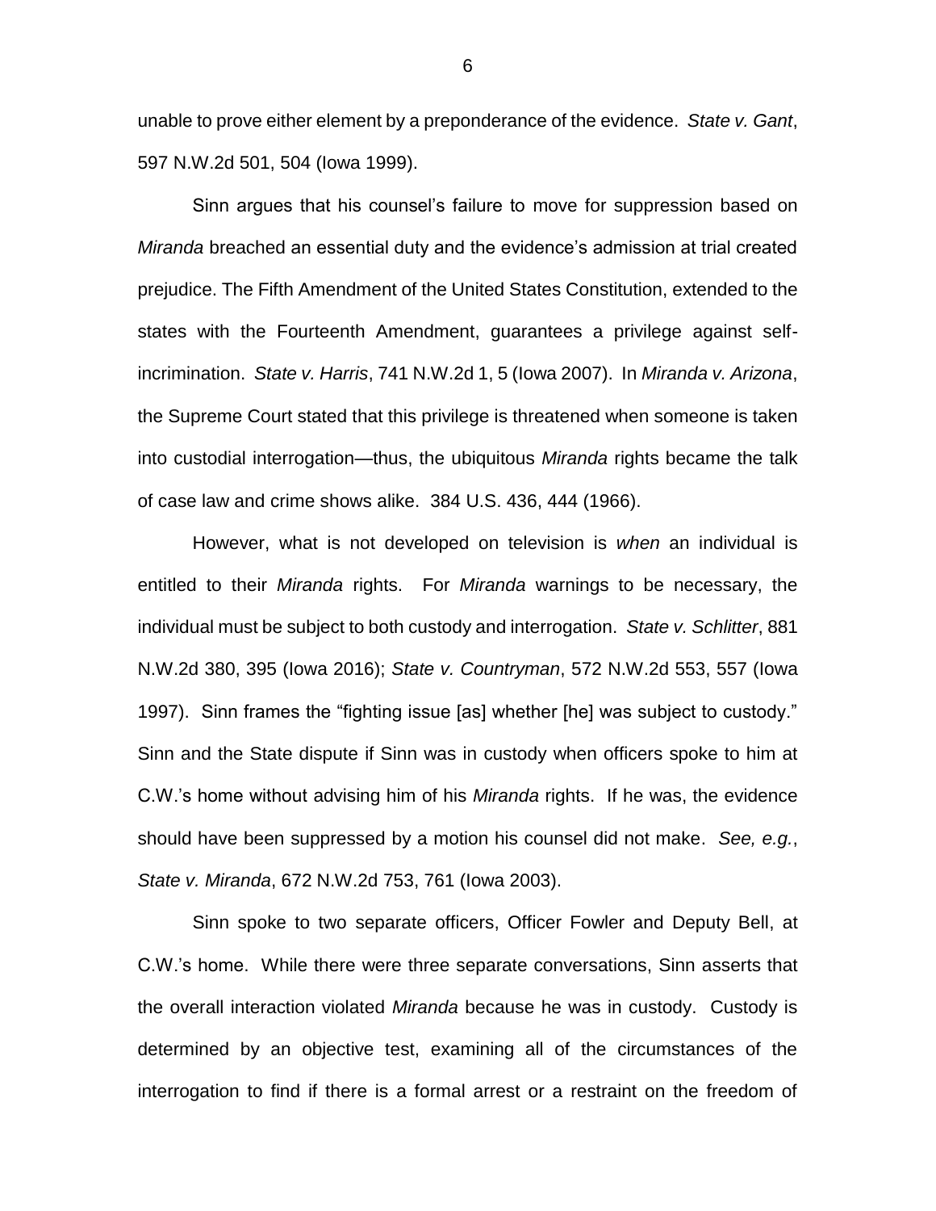unable to prove either element by a preponderance of the evidence. *State v. Gant*, 597 N.W.2d 501, 504 (Iowa 1999).

Sinn argues that his counsel's failure to move for suppression based on *Miranda* breached an essential duty and the evidence's admission at trial created prejudice. The Fifth Amendment of the United States Constitution, extended to the states with the Fourteenth Amendment, guarantees a privilege against self-incrimination. *State v. Harris*, 741 N.W.2d 1, 5 (Iowa 2007). In *Miranda v. Arizona*, the Supreme Court stated that this privilege is threatened when someone is taken into custodial interrogation—thus, the ubiquitous *Miranda* rights became the talk of case law and crime shows alike. 384 U.S. 436, 444 (1966).

However, what is not developed on television is *when* an individual is entitled to their *Miranda* rights. For *Miranda* warnings to be necessary, the individual must be subject to both custody and interrogation. *State v. Schlitter*, 881 N.W.2d 380, 395 (Iowa 2016); *State v. Countryman*, 572 N.W.2d 553, 557 (Iowa 1997). Sinn frames the "fighting issue [as] whether [he] was subject to custody." Sinn and the State dispute if Sinn was in custody when officers spoke to him at C.W.'s home without advising him of his *Miranda* rights. If he was, the evidence should have been suppressed by a motion his counsel did not make. *See, e.g.*, *State v. Miranda*, 672 N.W.2d 753, 761 (Iowa 2003).

Sinn spoke to two separate officers, Officer Fowler and Deputy Bell, at C.W.'s home. While there were three separate conversations, Sinn asserts that the overall interaction violated *Miranda* because he was in custody. Custody is determined by an objective test, examining all of the circumstances of the interrogation to find if there is a formal arrest or a restraint on the freedom of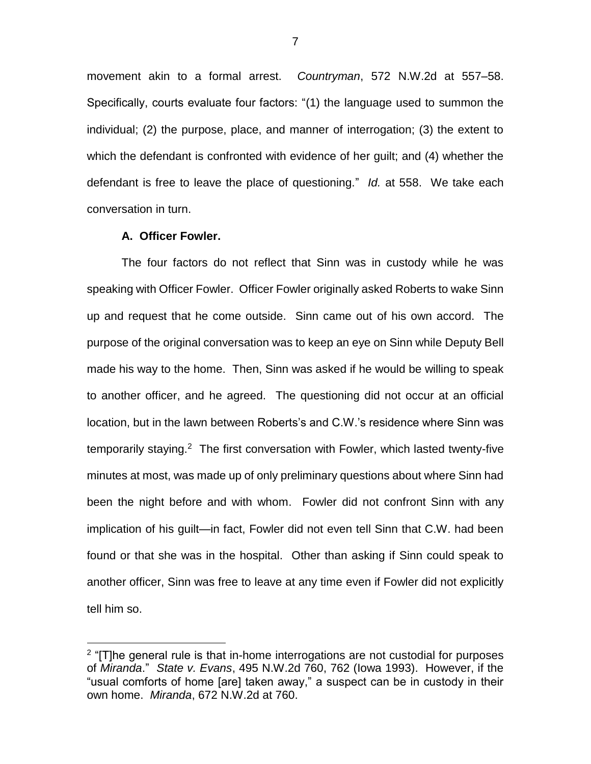movement akin to a formal arrest. *Countryman*, 572 N.W.2d at 557–58. Specifically, courts evaluate four factors: "(1) the language used to summon the individual; (2) the purpose, place, and manner of interrogation; (3) the extent to which the defendant is confronted with evidence of her guilt; and (4) whether the defendant is free to leave the place of questioning." *Id.* at 558. We take each conversation in turn.

### A. Officer Fowler.

The four factors do not reflect that Sinn was in custody while he was speaking with Officer Fowler. Officer Fowler originally asked Roberts to wake Sinn up and request that he come outside. Sinn came out of his own accord. The purpose of the original conversation was to keep an eye on Sinn while Deputy Bell made his way to the home. Then, Sinn was asked if he would be willing to speak to another officer, and he agreed. The questioning did not occur at an official location, but in the lawn between Roberts's and C.W.'s residence where Sinn was temporarily staying.[2] The first conversation with Fowler, which lasted twenty-five minutes at most, was made up of only preliminary questions about where Sinn had been the night before and with whom. Fowler did not confront Sinn with any implication of his guilt—in fact, Fowler did not even tell Sinn that C.W. had been found or that she was in the hospital. Other than asking if Sinn could speak to another officer, Sinn was free to leave at any time even if Fowler did not explicitly tell him so.

[2] "[T]he general rule is that in-home interrogations are not custodial for purposes of *Miranda*." *State v. Evans*, 495 N.W.2d 760, 762 (Iowa 1993). However, if the "usual comforts of home [are] taken away," a suspect can be in custody in their own home. *Miranda*, 672 N.W.2d at 760.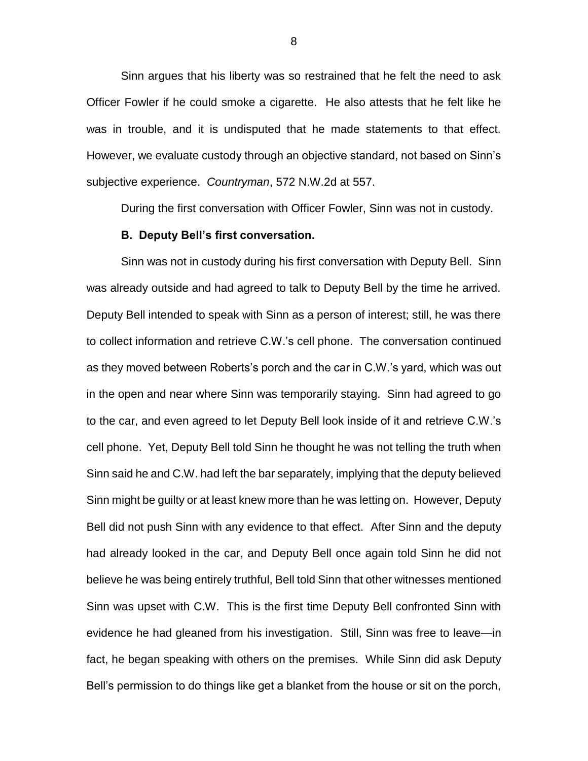Sinn argues that his liberty was so restrained that he felt the need to ask Officer Fowler if he could smoke a cigarette. He also attests that he felt like he was in trouble, and it is undisputed that he made statements to that effect. However, we evaluate custody through an objective standard, not based on Sinn's subjective experience. *Countryman*, 572 N.W.2d at 557.

During the first conversation with Officer Fowler, Sinn was not in custody.

### B. Deputy Bell's first conversation.

Sinn was not in custody during his first conversation with Deputy Bell. Sinn was already outside and had agreed to talk to Deputy Bell by the time he arrived. Deputy Bell intended to speak with Sinn as a person of interest; still, he was there to collect information and retrieve C.W.'s cell phone. The conversation continued as they moved between Roberts's porch and the car in C.W.'s yard, which was out in the open and near where Sinn was temporarily staying. Sinn had agreed to go to the car, and even agreed to let Deputy Bell look inside of it and retrieve C.W.'s cell phone. Yet, Deputy Bell told Sinn he thought he was not telling the truth when Sinn said he and C.W. had left the bar separately, implying that the deputy believed Sinn might be guilty or at least knew more than he was letting on. However, Deputy Bell did not push Sinn with any evidence to that effect. After Sinn and the deputy had already looked in the car, and Deputy Bell once again told Sinn he did not believe he was being entirely truthful, Bell told Sinn that other witnesses mentioned Sinn was upset with C.W. This is the first time Deputy Bell confronted Sinn with evidence he had gleaned from his investigation. Still, Sinn was free to leave—in fact, he began speaking with others on the premises. While Sinn did ask Deputy Bell's permission to do things like get a blanket from the house or sit on the porch,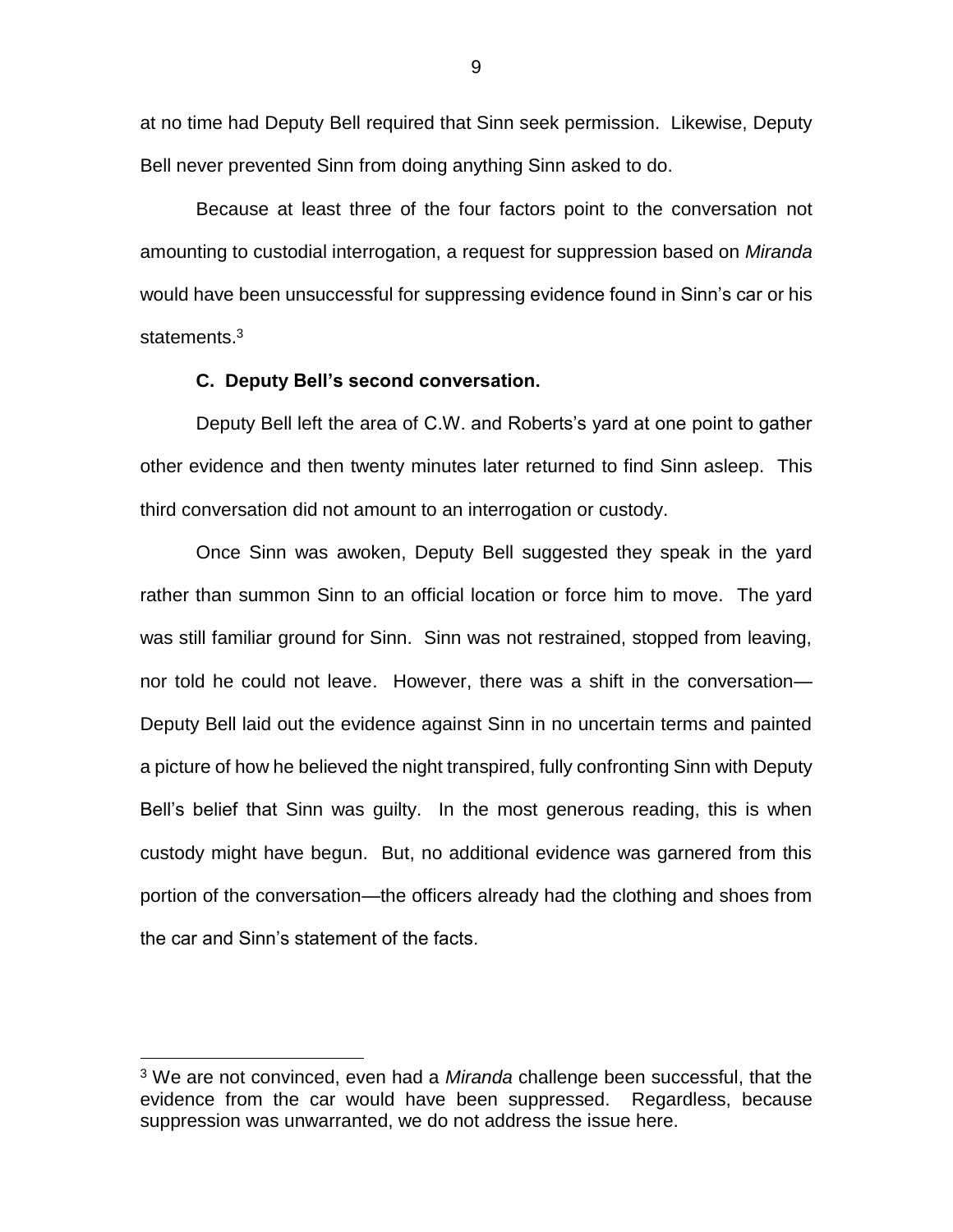at no time had Deputy Bell required that Sinn seek permission. Likewise, Deputy Bell never prevented Sinn from doing anything Sinn asked to do.

Because at least three of the four factors point to the conversation not amounting to custodial interrogation, a request for suppression based on *Miranda* would have been unsuccessful for suppressing evidence found in Sinn's car or his statements.[3]

**C. Deputy Bell's second conversation.**

Deputy Bell left the area of C.W. and Roberts's yard at one point to gather other evidence and then twenty minutes later returned to find Sinn asleep. This third conversation did not amount to an interrogation or custody.

Once Sinn was awoken, Deputy Bell suggested they speak in the yard rather than summon Sinn to an official location or force him to move. The yard was still familiar ground for Sinn. Sinn was not restrained, stopped from leaving, nor told he could not leave. However, there was a shift in the conversation—Deputy Bell laid out the evidence against Sinn in no uncertain terms and painted a picture of how he believed the night transpired, fully confronting Sinn with Deputy Bell's belief that Sinn was guilty. In the most generous reading, this is when custody might have begun. But, no additional evidence was garnered from this portion of the conversation—the officers already had the clothing and shoes from the car and Sinn's statement of the facts.

[3] We are not convinced, even had a *Miranda* challenge been successful, that the evidence from the car would have been suppressed. Regardless, because suppression was unwarranted, we do not address the issue here.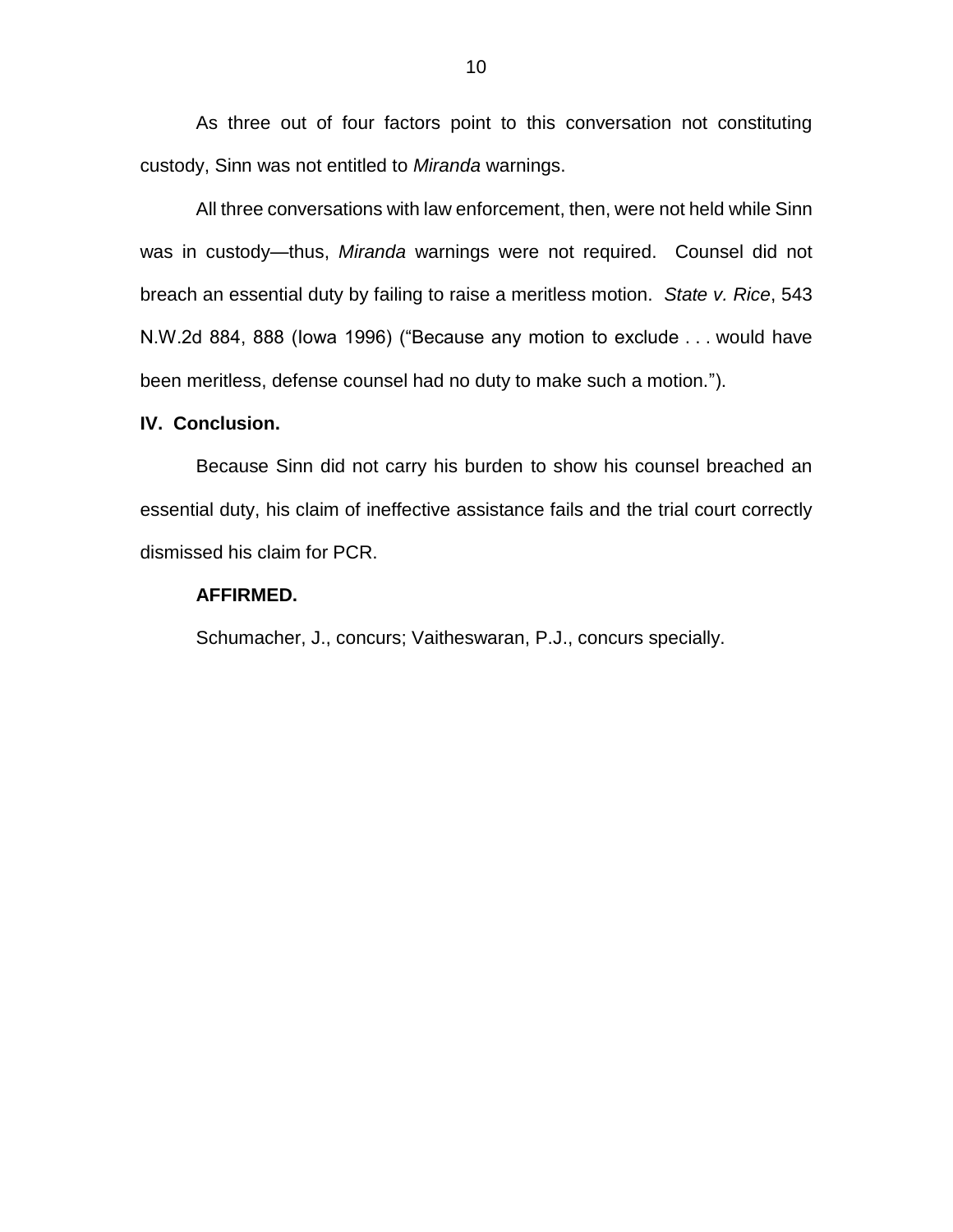As three out of four factors point to this conversation not constituting custody, Sinn was not entitled to *Miranda* warnings.

All three conversations with law enforcement, then, were not held while Sinn was in custody—thus, *Miranda* warnings were not required. Counsel did not breach an essential duty by failing to raise a meritless motion. *State v. Rice*, 543 N.W.2d 884, 888 (Iowa 1996) ("Because any motion to exclude . . . would have been meritless, defense counsel had no duty to make such a motion.").

## IV. Conclusion.

Because Sinn did not carry his burden to show his counsel breached an essential duty, his claim of ineffective assistance fails and the trial court correctly dismissed his claim for PCR.

**AFFIRMED.**

Schumacher, J., concurs; Vaitheswaran, P.J., concurs specially.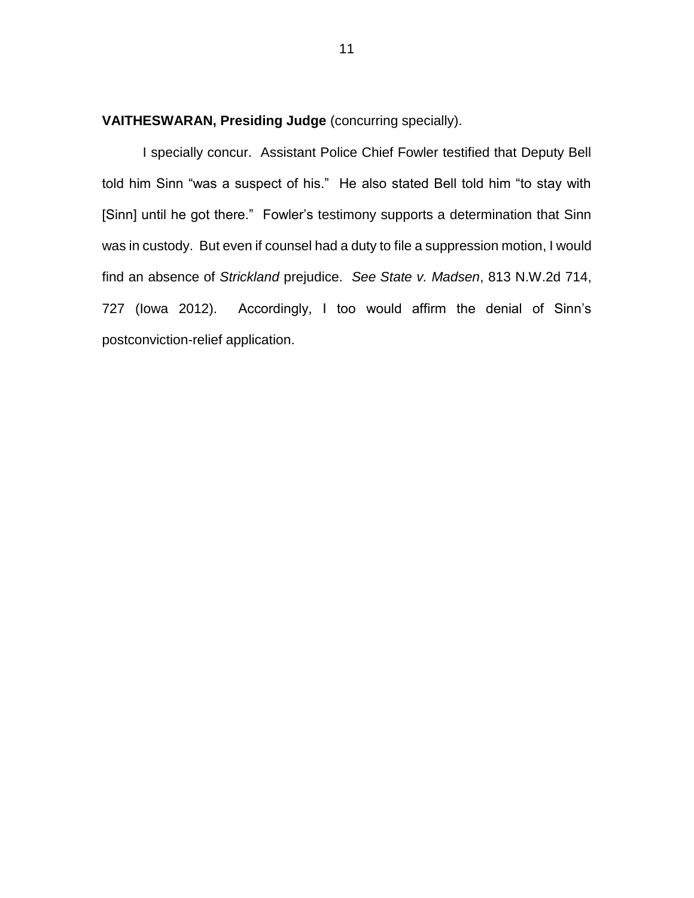**VAITHESWARAN, Presiding Judge** (concurring specially).

I specially concur. Assistant Police Chief Fowler testified that Deputy Bell told him Sinn "was a suspect of his." He also stated Bell told him "to stay with [Sinn] until he got there." Fowler's testimony supports a determination that Sinn was in custody. But even if counsel had a duty to file a suppression motion, I would find an absence of *Strickland* prejudice. *See State v. Madsen*, 813 N.W.2d 714, 727 (Iowa 2012). Accordingly, I too would affirm the denial of Sinn's postconviction-relief application.